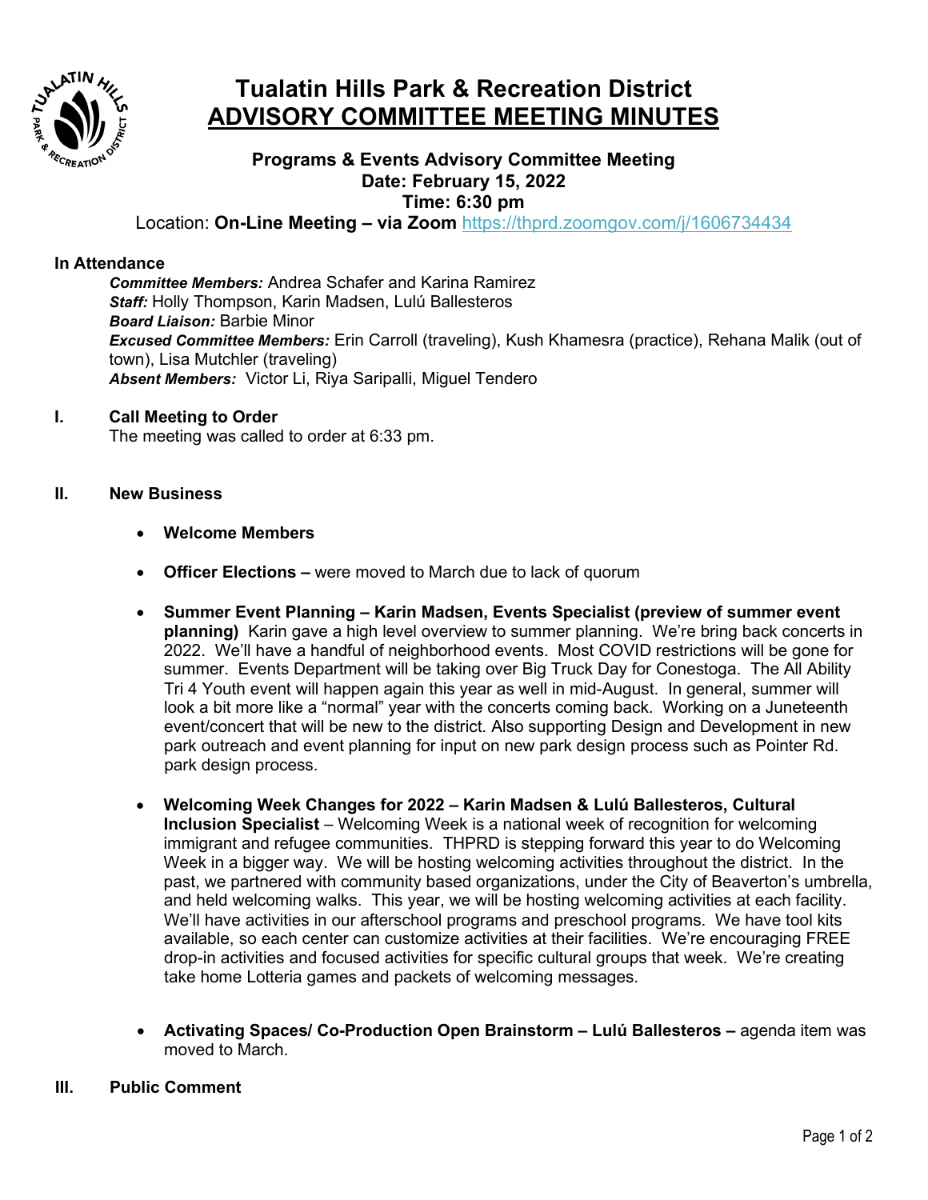# Tualatin Hills Park & Recreation District
## ADVISORY COMMITTEE MEETING MINUTES

### Programs & Events Advisory Committee Meeting
**Date: February 15, 2022**
**Time: 6:30 pm**

Location: **On-Line Meeting – via Zoom** https://thprd.zoomgov.com/j/1606734434

**In Attendance**

***Committee Members:*** Andrea Schafer and Karina Ramirez
***Staff:*** Holly Thompson, Karin Madsen, Lulú Ballesteros
***Board Liaison:*** Barbie Minor
***Excused Committee Members:*** Erin Carroll (traveling), Kush Khamesra (practice), Rehana Malik (out of town), Lisa Mutchler (traveling)
***Absent Members:*** Victor Li, Riya Saripalli, Miguel Tendero

**I. Call Meeting to Order**

The meeting was called to order at 6:33 pm.

**II. New Business**

- **Welcome Members**
- **Officer Elections –** were moved to March due to lack of quorum
- **Summer Event Planning – Karin Madsen, Events Specialist (preview of summer event planning)** Karin gave a high level overview to summer planning. We're bring back concerts in 2022. We'll have a handful of neighborhood events. Most COVID restrictions will be gone for summer. Events Department will be taking over Big Truck Day for Conestoga. The All Ability Tri 4 Youth event will happen again this year as well in mid-August. In general, summer will look a bit more like a "normal" year with the concerts coming back. Working on a Juneteenth event/concert that will be new to the district. Also supporting Design and Development in new park outreach and event planning for input on new park design process such as Pointer Rd. park design process.
- **Welcoming Week Changes for 2022 – Karin Madsen & Lulú Ballesteros, Cultural Inclusion Specialist** – Welcoming Week is a national week of recognition for welcoming immigrant and refugee communities. THPRD is stepping forward this year to do Welcoming Week in a bigger way. We will be hosting welcoming activities throughout the district. In the past, we partnered with community based organizations, under the City of Beaverton's umbrella, and held welcoming walks. This year, we will be hosting welcoming activities at each facility. We'll have activities in our afterschool programs and preschool programs. We have tool kits available, so each center can customize activities at their facilities. We're encouraging FREE drop-in activities and focused activities for specific cultural groups that week. We're creating take home Lotteria games and packets of welcoming messages.
- **Activating Spaces/ Co-Production Open Brainstorm – Lulú Ballesteros –** agenda item was moved to March.

**III. Public Comment**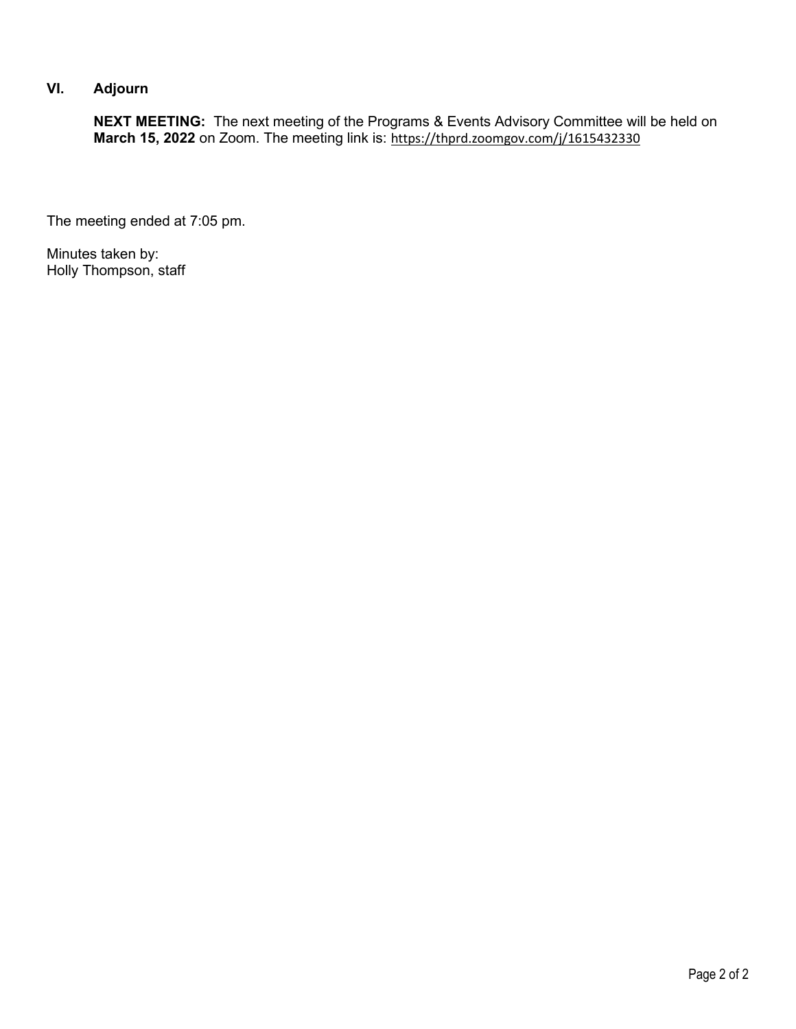## VI. Adjourn

**NEXT MEETING:** The next meeting of the Programs & Events Advisory Committee will be held on **March 15, 2022** on Zoom. The meeting link is: https://thprd.zoomgov.com/j/1615432330

The meeting ended at 7:05 pm.

Minutes taken by:
Holly Thompson, staff